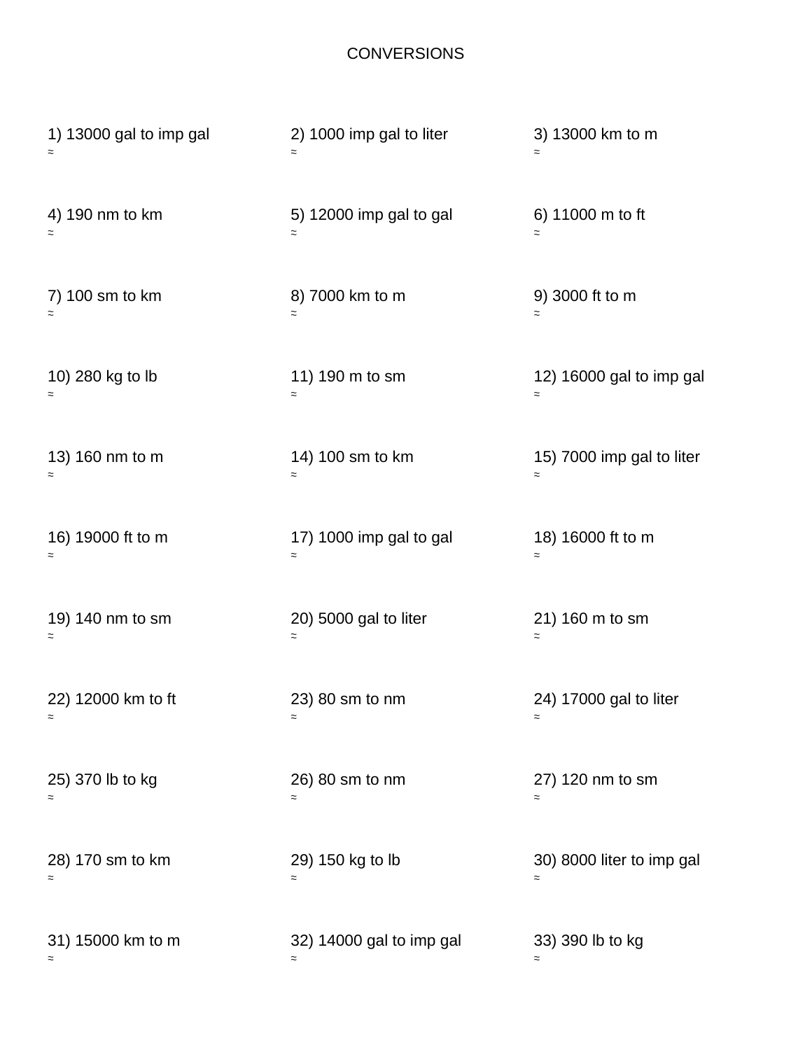# CONVERSIONS

1) 13000 gal to imp gal
≈

2) 1000 imp gal to liter
≈

3) 13000 km to m
≈

4) 190 nm to km
≈

5) 12000 imp gal to gal
≈

6) 11000 m to ft
≈

7) 100 sm to km
≈

8) 7000 km to m
≈

9) 3000 ft to m
≈

10) 280 kg to lb
≈

11) 190 m to sm
≈

12) 16000 gal to imp gal
≈

13) 160 nm to m
≈

14) 100 sm to km
≈

15) 7000 imp gal to liter
≈

16) 19000 ft to m
≈

17) 1000 imp gal to gal
≈

18) 16000 ft to m
≈

19) 140 nm to sm
≈

20) 5000 gal to liter
≈

21) 160 m to sm
≈

22) 12000 km to ft
≈

23) 80 sm to nm
≈

24) 17000 gal to liter
≈

25) 370 lb to kg
≈

26) 80 sm to nm
≈

27) 120 nm to sm
≈

28) 170 sm to km
≈

29) 150 kg to lb
≈

30) 8000 liter to imp gal
≈

31) 15000 km to m
≈

32) 14000 gal to imp gal
≈

33) 390 lb to kg
≈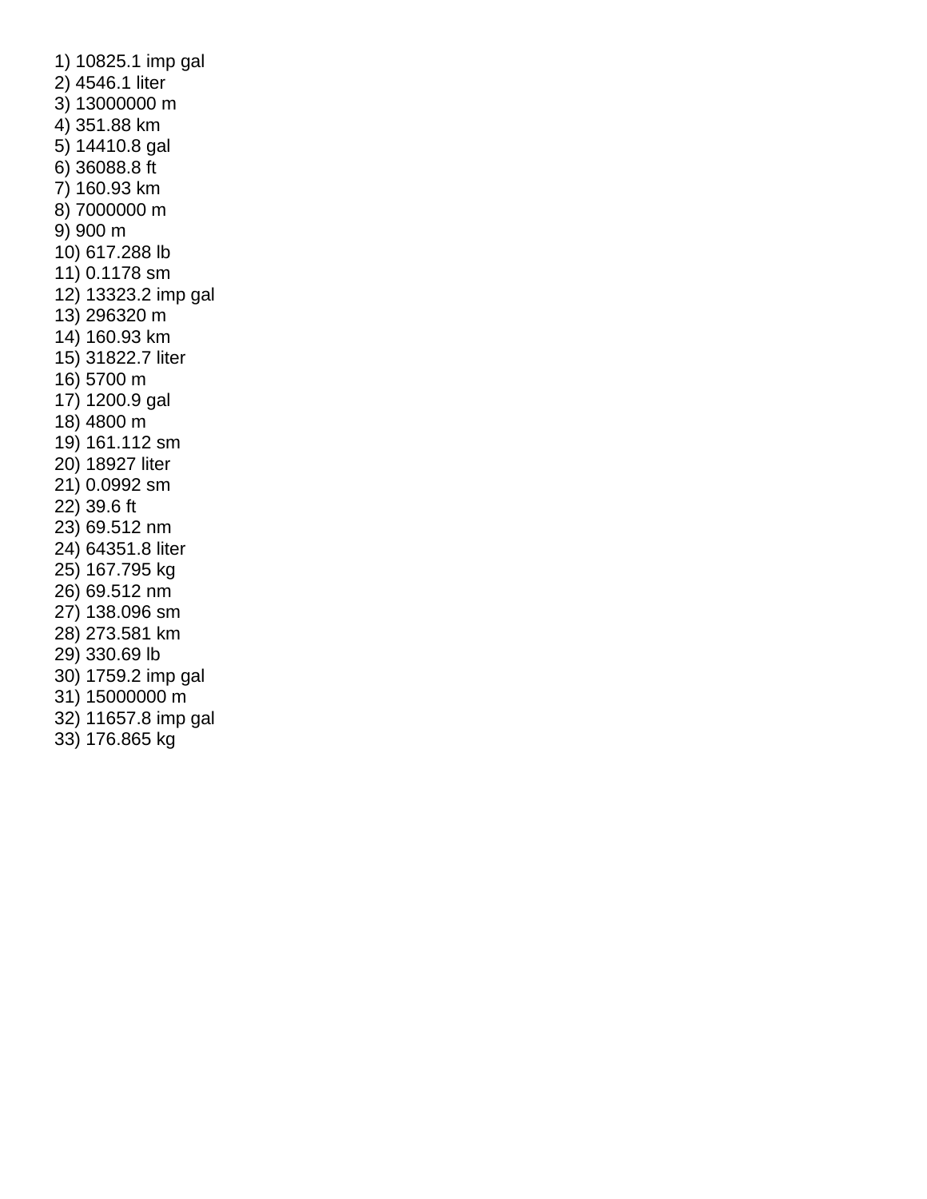1) 10825.1 imp gal
2) 4546.1 liter
3) 13000000 m
4) 351.88 km
5) 14410.8 gal
6) 36088.8 ft
7) 160.93 km
8) 7000000 m
9) 900 m
10) 617.288 lb
11) 0.1178 sm
12) 13323.2 imp gal
13) 296320 m
14) 160.93 km
15) 31822.7 liter
16) 5700 m
17) 1200.9 gal
18) 4800 m
19) 161.112 sm
20) 18927 liter
21) 0.0992 sm
22) 39.6 ft
23) 69.512 nm
24) 64351.8 liter
25) 167.795 kg
26) 69.512 nm
27) 138.096 sm
28) 273.581 km
29) 330.69 lb
30) 1759.2 imp gal
31) 15000000 m
32) 11657.8 imp gal
33) 176.865 kg